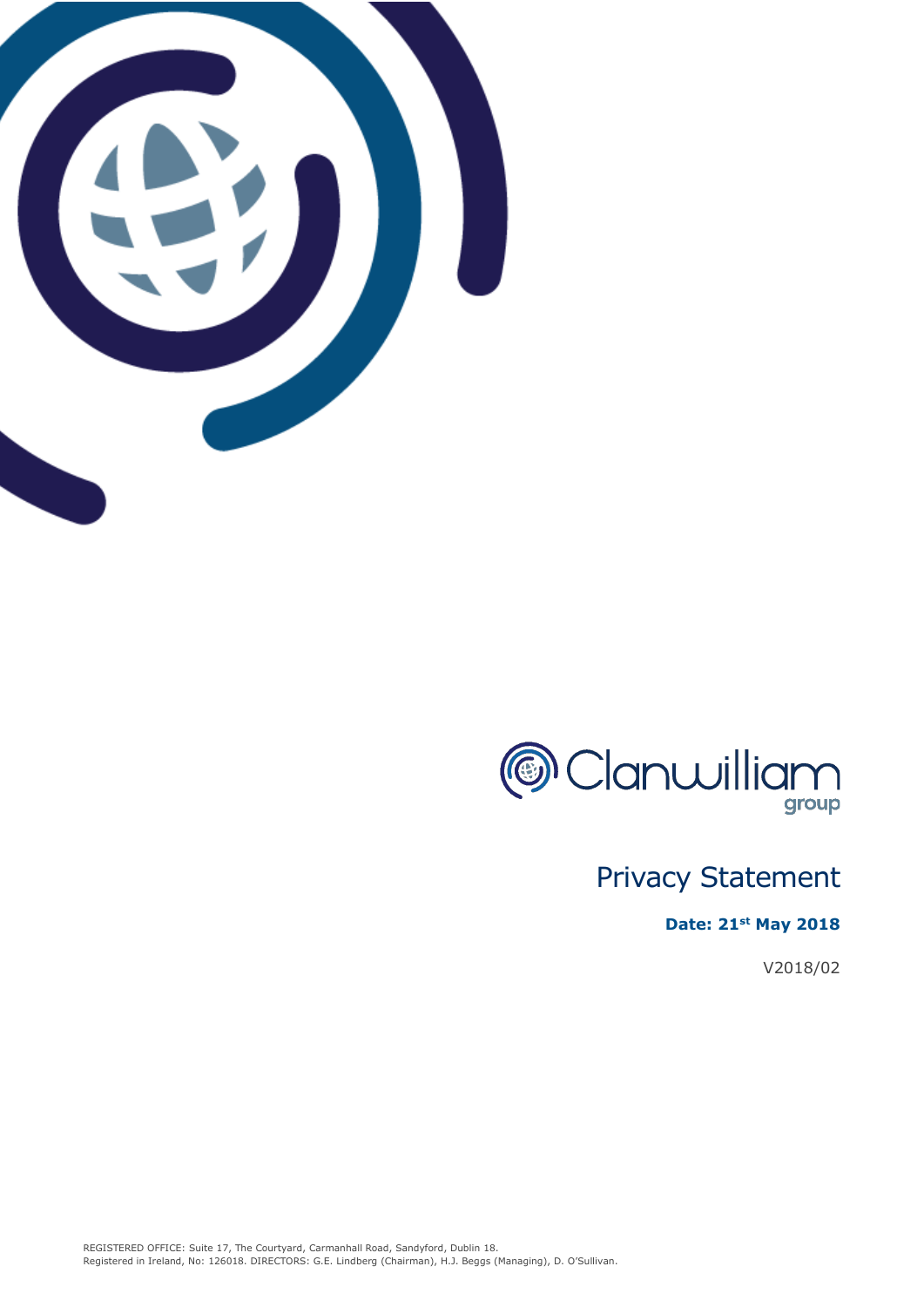Clanwilliam group

# Privacy Statement

**Date: 21st May 2018**

V2018/02

REGISTERED OFFICE: Suite 17, The Courtyard, Carmanhall Road, Sandyford, Dublin 18.
Registered in Ireland, No: 126018. DIRECTORS: G.E. Lindberg (Chairman), H.J. Beggs (Managing), D. O'Sullivan.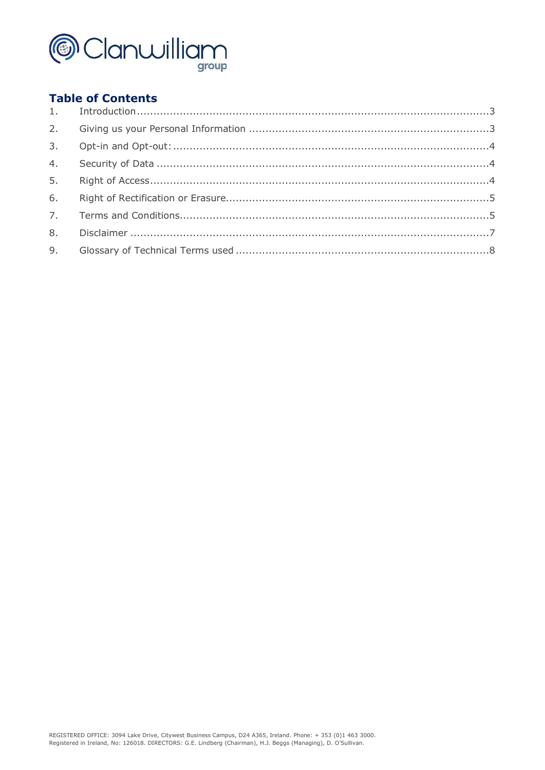## Table of Contents

1. Introduction ........................................................................................................ 3
2. Giving us your Personal Information ....................................................................... 3
3. Opt-in and Opt-out: ............................................................................................ 4
4. Security of Data ................................................................................................ 4
5. Right of Access .................................................................................................. 4
6. Right of Rectification or Erasure ........................................................................... 5
7. Terms and Conditions .......................................................................................... 5
8. Disclaimer ........................................................................................................ 7
9. Glossary of Technical Terms used .......................................................................... 8

REGISTERED OFFICE: 3094 Lake Drive, Citywest Business Campus, D24 A365, Ireland. Phone: + 353 (0)1 463 3000.
Registered in Ireland, No: 126018. DIRECTORS: G.E. Lindberg (Chairman), H.J. Beggs (Managing), D. O'Sullivan.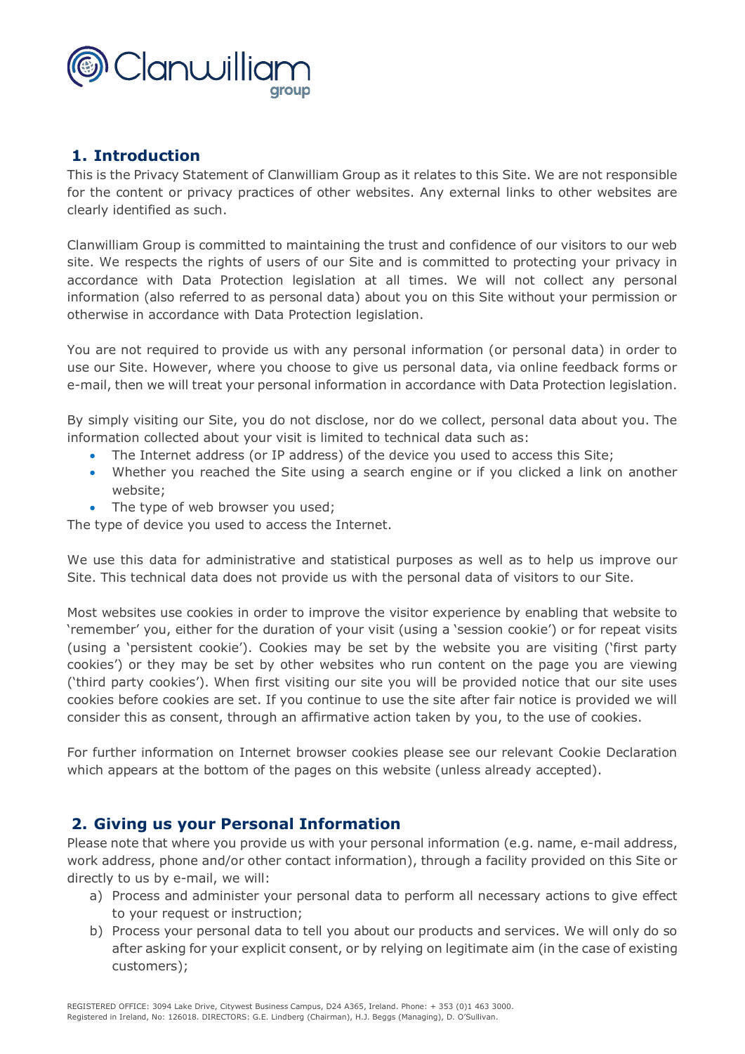## 1. Introduction

This is the Privacy Statement of Clanwilliam Group as it relates to this Site. We are not responsible for the content or privacy practices of other websites. Any external links to other websites are clearly identified as such.

Clanwilliam Group is committed to maintaining the trust and confidence of our visitors to our web site. We respects the rights of users of our Site and is committed to protecting your privacy in accordance with Data Protection legislation at all times. We will not collect any personal information (also referred to as personal data) about you on this Site without your permission or otherwise in accordance with Data Protection legislation.

You are not required to provide us with any personal information (or personal data) in order to use our Site. However, where you choose to give us personal data, via online feedback forms or e-mail, then we will treat your personal information in accordance with Data Protection legislation.

By simply visiting our Site, you do not disclose, nor do we collect, personal data about you. The information collected about your visit is limited to technical data such as:

- The Internet address (or IP address) of the device you used to access this Site;
- Whether you reached the Site using a search engine or if you clicked a link on another website;
- The type of web browser you used;

The type of device you used to access the Internet.

We use this data for administrative and statistical purposes as well as to help us improve our Site. This technical data does not provide us with the personal data of visitors to our Site.

Most websites use cookies in order to improve the visitor experience by enabling that website to 'remember' you, either for the duration of your visit (using a 'session cookie') or for repeat visits (using a 'persistent cookie'). Cookies may be set by the website you are visiting ('first party cookies') or they may be set by other websites who run content on the page you are viewing ('third party cookies'). When first visiting our site you will be provided notice that our site uses cookies before cookies are set. If you continue to use the site after fair notice is provided we will consider this as consent, through an affirmative action taken by you, to the use of cookies.

For further information on Internet browser cookies please see our relevant Cookie Declaration which appears at the bottom of the pages on this website (unless already accepted).

## 2. Giving us your Personal Information

Please note that where you provide us with your personal information (e.g. name, e-mail address, work address, phone and/or other contact information), through a facility provided on this Site or directly to us by e-mail, we will:

a) Process and administer your personal data to perform all necessary actions to give effect to your request or instruction;
b) Process your personal data to tell you about our products and services. We will only do so after asking for your explicit consent, or by relying on legitimate aim (in the case of existing customers);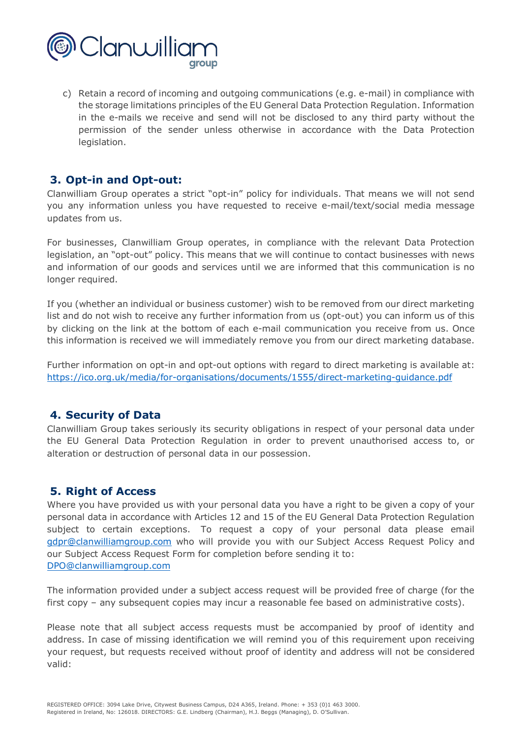c) Retain a record of incoming and outgoing communications (e.g. e-mail) in compliance with the storage limitations principles of the EU General Data Protection Regulation. Information in the e-mails we receive and send will not be disclosed to any third party without the permission of the sender unless otherwise in accordance with the Data Protection legislation.

## 3. Opt-in and Opt-out:

Clanwilliam Group operates a strict "opt-in" policy for individuals. That means we will not send you any information unless you have requested to receive e-mail/text/social media message updates from us.

For businesses, Clanwilliam Group operates, in compliance with the relevant Data Protection legislation, an "opt-out" policy. This means that we will continue to contact businesses with news and information of our goods and services until we are informed that this communication is no longer required.

If you (whether an individual or business customer) wish to be removed from our direct marketing list and do not wish to receive any further information from us (opt-out) you can inform us of this by clicking on the link at the bottom of each e-mail communication you receive from us. Once this information is received we will immediately remove you from our direct marketing database.

Further information on opt-in and opt-out options with regard to direct marketing is available at: https://ico.org.uk/media/for-organisations/documents/1555/direct-marketing-guidance.pdf

## 4. Security of Data

Clanwilliam Group takes seriously its security obligations in respect of your personal data under the EU General Data Protection Regulation in order to prevent unauthorised access to, or alteration or destruction of personal data in our possession.

## 5. Right of Access

Where you have provided us with your personal data you have a right to be given a copy of your personal data in accordance with Articles 12 and 15 of the EU General Data Protection Regulation subject to certain exceptions. To request a copy of your personal data please email gdpr@clanwilliamgroup.com who will provide you with our Subject Access Request Policy and our Subject Access Request Form for completion before sending it to: DPO@clanwilliamgroup.com

The information provided under a subject access request will be provided free of charge (for the first copy – any subsequent copies may incur a reasonable fee based on administrative costs).

Please note that all subject access requests must be accompanied by proof of identity and address. In case of missing identification we will remind you of this requirement upon receiving your request, but requests received without proof of identity and address will not be considered valid: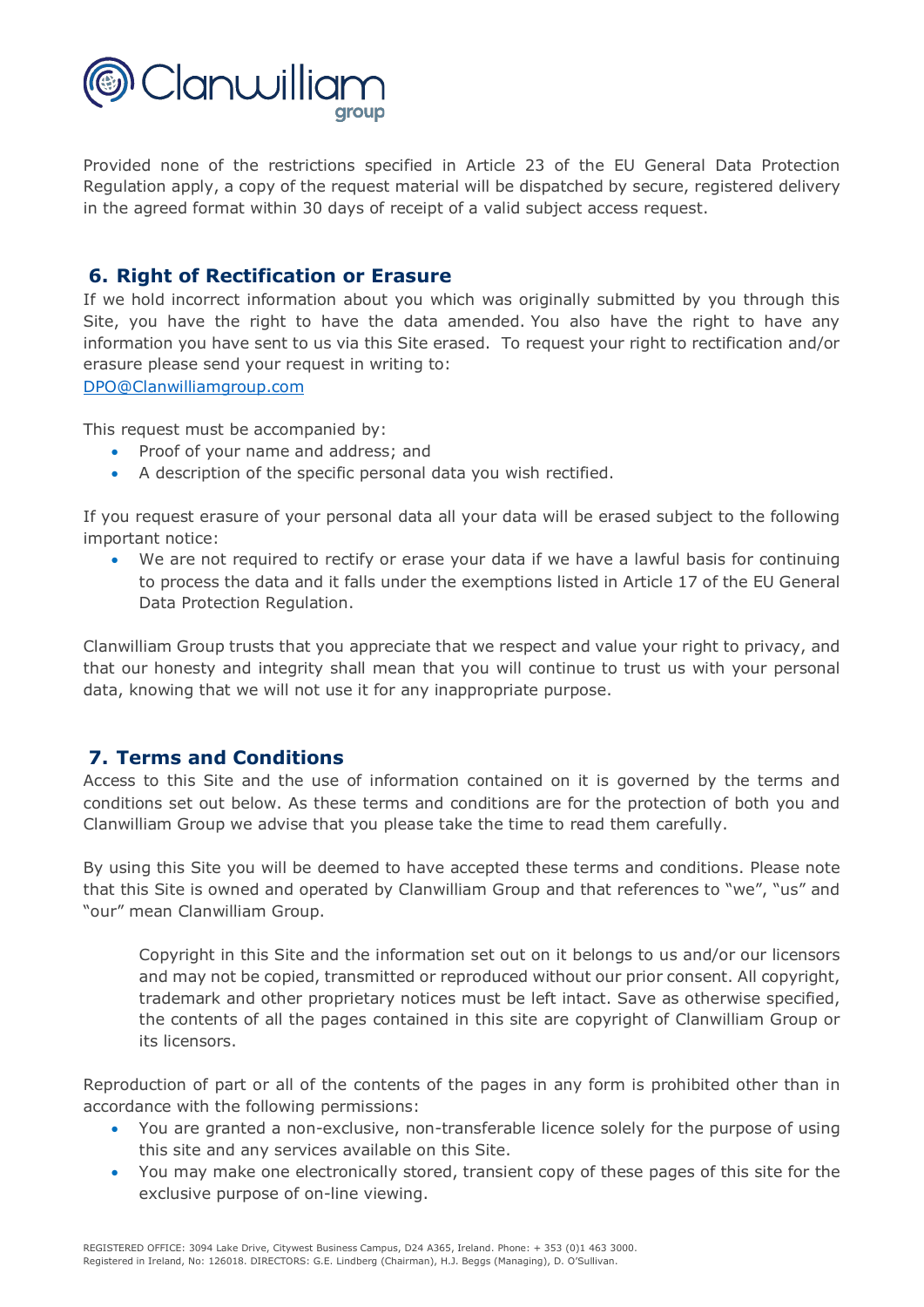Provided none of the restrictions specified in Article 23 of the EU General Data Protection Regulation apply, a copy of the request material will be dispatched by secure, registered delivery in the agreed format within 30 days of receipt of a valid subject access request.

## 6. Right of Rectification or Erasure

If we hold incorrect information about you which was originally submitted by you through this Site, you have the right to have the data amended. You also have the right to have any information you have sent to us via this Site erased. To request your right to rectification and/or erasure please send your request in writing to:
DPO@Clanwilliamgroup.com

This request must be accompanied by:

- Proof of your name and address; and
- A description of the specific personal data you wish rectified.

If you request erasure of your personal data all your data will be erased subject to the following important notice:

- We are not required to rectify or erase your data if we have a lawful basis for continuing to process the data and it falls under the exemptions listed in Article 17 of the EU General Data Protection Regulation.

Clanwilliam Group trusts that you appreciate that we respect and value your right to privacy, and that our honesty and integrity shall mean that you will continue to trust us with your personal data, knowing that we will not use it for any inappropriate purpose.

## 7. Terms and Conditions

Access to this Site and the use of information contained on it is governed by the terms and conditions set out below. As these terms and conditions are for the protection of both you and Clanwilliam Group we advise that you please take the time to read them carefully.

By using this Site you will be deemed to have accepted these terms and conditions. Please note that this Site is owned and operated by Clanwilliam Group and that references to "we", "us" and "our" mean Clanwilliam Group.

> Copyright in this Site and the information set out on it belongs to us and/or our licensors and may not be copied, transmitted or reproduced without our prior consent. All copyright, trademark and other proprietary notices must be left intact. Save as otherwise specified, the contents of all the pages contained in this site are copyright of Clanwilliam Group or its licensors.

Reproduction of part or all of the contents of the pages in any form is prohibited other than in accordance with the following permissions:

- You are granted a non-exclusive, non-transferable licence solely for the purpose of using this site and any services available on this Site.
- You may make one electronically stored, transient copy of these pages of this site for the exclusive purpose of on-line viewing.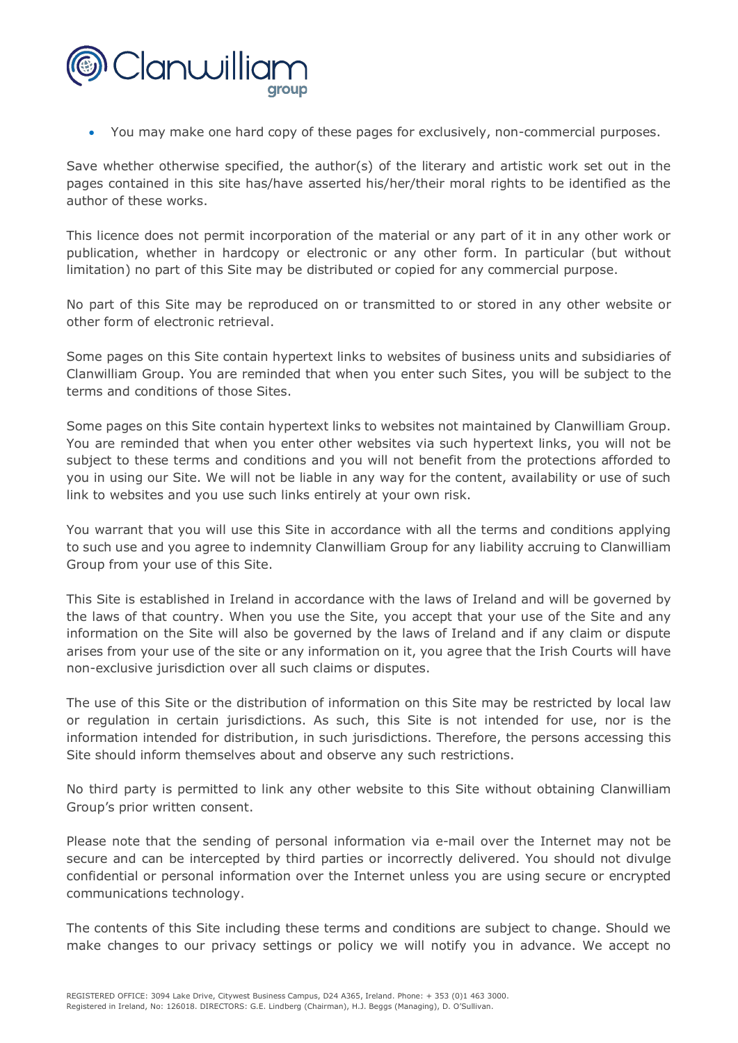- You may make one hard copy of these pages for exclusively, non-commercial purposes.

Save whether otherwise specified, the author(s) of the literary and artistic work set out in the pages contained in this site has/have asserted his/her/their moral rights to be identified as the author of these works.

This licence does not permit incorporation of the material or any part of it in any other work or publication, whether in hardcopy or electronic or any other form. In particular (but without limitation) no part of this Site may be distributed or copied for any commercial purpose.

No part of this Site may be reproduced on or transmitted to or stored in any other website or other form of electronic retrieval.

Some pages on this Site contain hypertext links to websites of business units and subsidiaries of Clanwilliam Group. You are reminded that when you enter such Sites, you will be subject to the terms and conditions of those Sites.

Some pages on this Site contain hypertext links to websites not maintained by Clanwilliam Group. You are reminded that when you enter other websites via such hypertext links, you will not be subject to these terms and conditions and you will not benefit from the protections afforded to you in using our Site. We will not be liable in any way for the content, availability or use of such link to websites and you use such links entirely at your own risk.

You warrant that you will use this Site in accordance with all the terms and conditions applying to such use and you agree to indemnity Clanwilliam Group for any liability accruing to Clanwilliam Group from your use of this Site.

This Site is established in Ireland in accordance with the laws of Ireland and will be governed by the laws of that country. When you use the Site, you accept that your use of the Site and any information on the Site will also be governed by the laws of Ireland and if any claim or dispute arises from your use of the site or any information on it, you agree that the Irish Courts will have non-exclusive jurisdiction over all such claims or disputes.

The use of this Site or the distribution of information on this Site may be restricted by local law or regulation in certain jurisdictions. As such, this Site is not intended for use, nor is the information intended for distribution, in such jurisdictions. Therefore, the persons accessing this Site should inform themselves about and observe any such restrictions.

No third party is permitted to link any other website to this Site without obtaining Clanwilliam Group's prior written consent.

Please note that the sending of personal information via e-mail over the Internet may not be secure and can be intercepted by third parties or incorrectly delivered. You should not divulge confidential or personal information over the Internet unless you are using secure or encrypted communications technology.

The contents of this Site including these terms and conditions are subject to change. Should we make changes to our privacy settings or policy we will notify you in advance. We accept no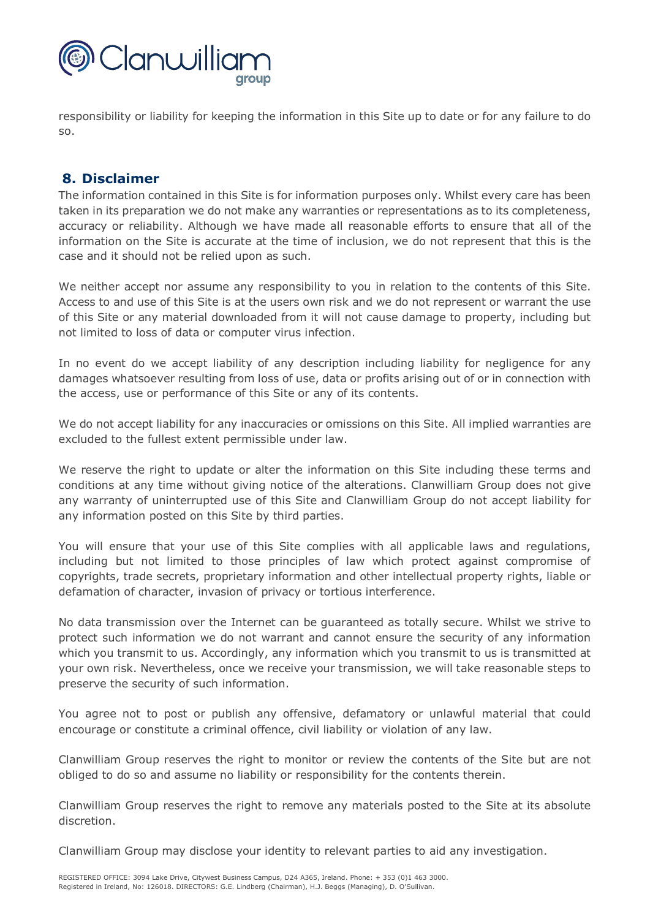responsibility or liability for keeping the information in this Site up to date or for any failure to do so.

## 8. Disclaimer

The information contained in this Site is for information purposes only. Whilst every care has been taken in its preparation we do not make any warranties or representations as to its completeness, accuracy or reliability. Although we have made all reasonable efforts to ensure that all of the information on the Site is accurate at the time of inclusion, we do not represent that this is the case and it should not be relied upon as such.

We neither accept nor assume any responsibility to you in relation to the contents of this Site. Access to and use of this Site is at the users own risk and we do not represent or warrant the use of this Site or any material downloaded from it will not cause damage to property, including but not limited to loss of data or computer virus infection.

In no event do we accept liability of any description including liability for negligence for any damages whatsoever resulting from loss of use, data or profits arising out of or in connection with the access, use or performance of this Site or any of its contents.

We do not accept liability for any inaccuracies or omissions on this Site. All implied warranties are excluded to the fullest extent permissible under law.

We reserve the right to update or alter the information on this Site including these terms and conditions at any time without giving notice of the alterations. Clanwilliam Group does not give any warranty of uninterrupted use of this Site and Clanwilliam Group do not accept liability for any information posted on this Site by third parties.

You will ensure that your use of this Site complies with all applicable laws and regulations, including but not limited to those principles of law which protect against compromise of copyrights, trade secrets, proprietary information and other intellectual property rights, liable or defamation of character, invasion of privacy or tortious interference.

No data transmission over the Internet can be guaranteed as totally secure. Whilst we strive to protect such information we do not warrant and cannot ensure the security of any information which you transmit to us. Accordingly, any information which you transmit to us is transmitted at your own risk. Nevertheless, once we receive your transmission, we will take reasonable steps to preserve the security of such information.

You agree not to post or publish any offensive, defamatory or unlawful material that could encourage or constitute a criminal offence, civil liability or violation of any law.

Clanwilliam Group reserves the right to monitor or review the contents of the Site but are not obliged to do so and assume no liability or responsibility for the contents therein.

Clanwilliam Group reserves the right to remove any materials posted to the Site at its absolute discretion.

Clanwilliam Group may disclose your identity to relevant parties to aid any investigation.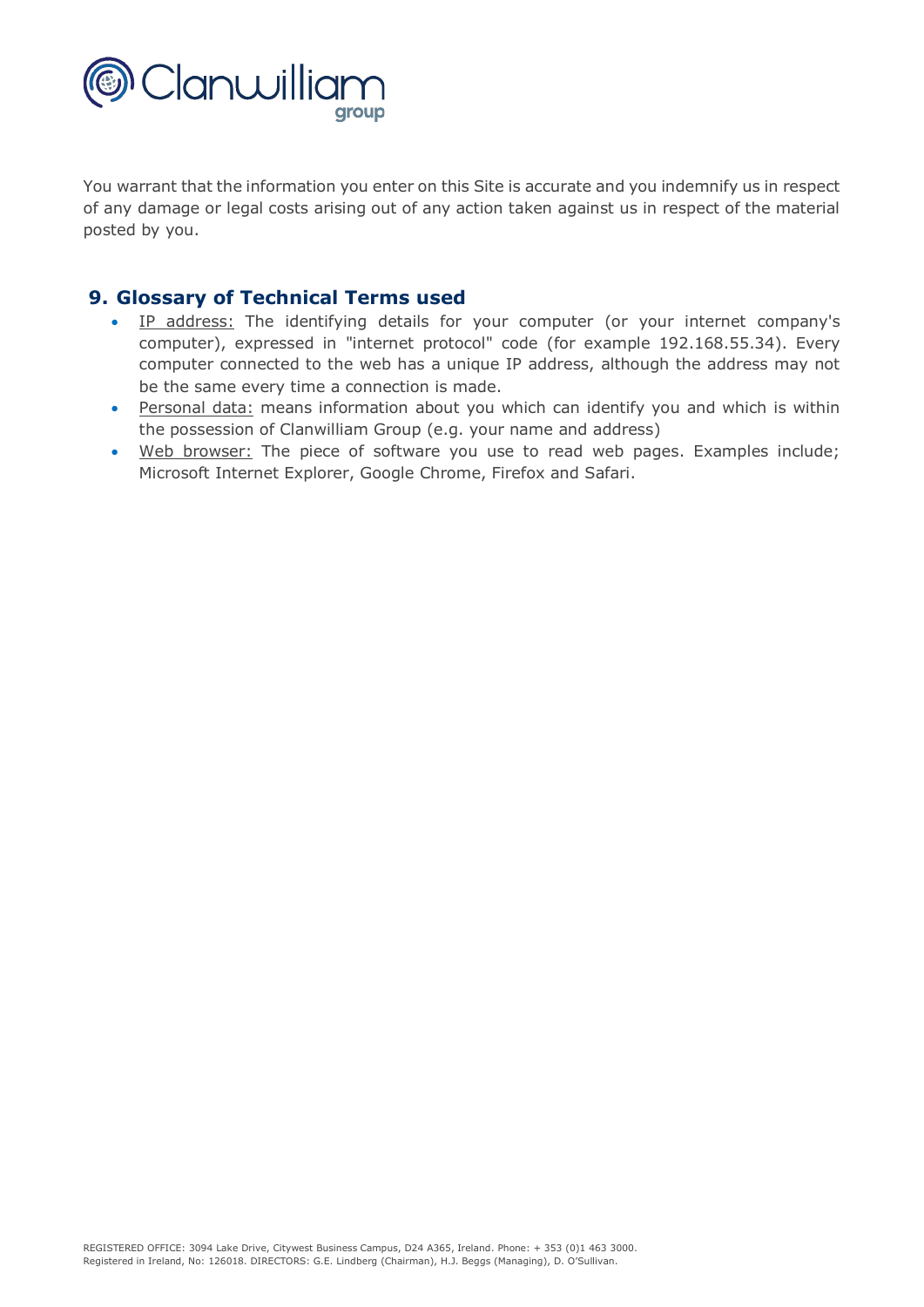You warrant that the information you enter on this Site is accurate and you indemnify us in respect of any damage or legal costs arising out of any action taken against us in respect of the material posted by you.

## 9. Glossary of Technical Terms used

- IP address: The identifying details for your computer (or your internet company's computer), expressed in "internet protocol" code (for example 192.168.55.34). Every computer connected to the web has a unique IP address, although the address may not be the same every time a connection is made.
- Personal data: means information about you which can identify you and which is within the possession of Clanwilliam Group (e.g. your name and address)
- Web browser: The piece of software you use to read web pages. Examples include; Microsoft Internet Explorer, Google Chrome, Firefox and Safari.